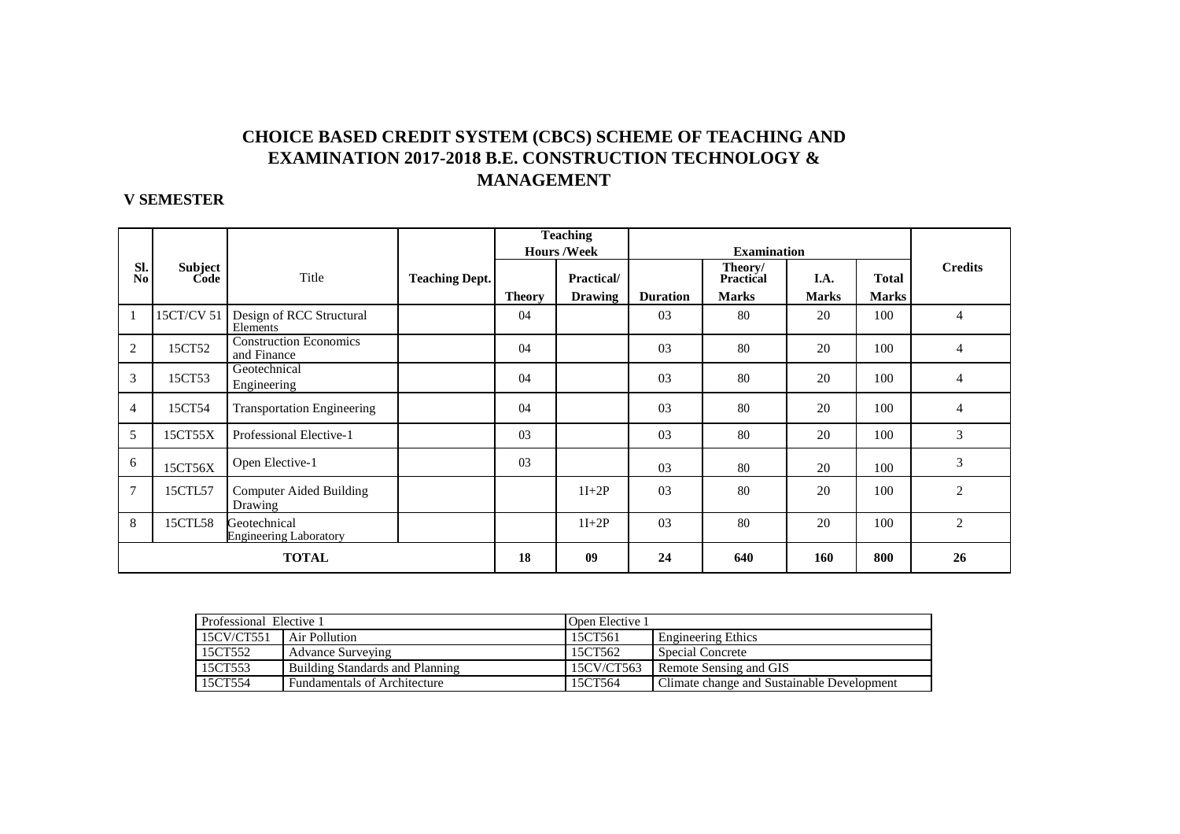# CHOICE BASED CREDIT SYSTEM (CBCS) SCHEME OF TEACHING AND EXAMINATION 2017-2018 B.E. CONSTRUCTION TECHNOLOGY & MANAGEMENT

## V SEMESTER

| Sl. No | Subject Code | Title | Teaching Dept. | Teaching Hours /Week | | Examination | | | | Credits |
|---|---|---|---|---|---|---|---|---|---|---|
| | | | | Theory | Practical/ Drawing | Duration | Theory/ Practical Marks | I.A. Marks | Total Marks | |
| 1 | 15CT/CV 51 | Design of RCC Structural Elements | | 04 | | 03 | 80 | 20 | 100 | 4 |
| 2 | 15CT52 | Construction Economics and Finance | | 04 | | 03 | 80 | 20 | 100 | 4 |
| 3 | 15CT53 | Geotechnical Engineering | | 04 | | 03 | 80 | 20 | 100 | 4 |
| 4 | 15CT54 | Transportation Engineering | | 04 | | 03 | 80 | 20 | 100 | 4 |
| 5 | 15CT55X | Professional Elective-1 | | 03 | | 03 | 80 | 20 | 100 | 3 |
| 6 | 15CT56X | Open Elective-1 | | 03 | | 03 | 80 | 20 | 100 | 3 |
| 7 | 15CTL57 | Computer Aided Building Drawing | | | 1I+2P | 03 | 80 | 20 | 100 | 2 |
| 8 | 15CTL58 | Geotechnical Engineering Laboratory | | | 1I+2P | 03 | 80 | 20 | 100 | 2 |
| **TOTAL** | | | | **18** | **09** | **24** | **640** | **160** | **800** | **26** |

| Professional Elective 1 | | Open Elective 1 | |
|---|---|---|---|
| 15CV/CT551 | Air Pollution | 15CT561 | Engineering Ethics |
| 15CT552 | Advance Surveying | 15CT562 | Special Concrete |
| 15CT553 | Building Standards and Planning | 15CV/CT563 | Remote Sensing and GIS |
| 15CT554 | Fundamentals of Architecture | 15CT564 | Climate change and Sustainable Development |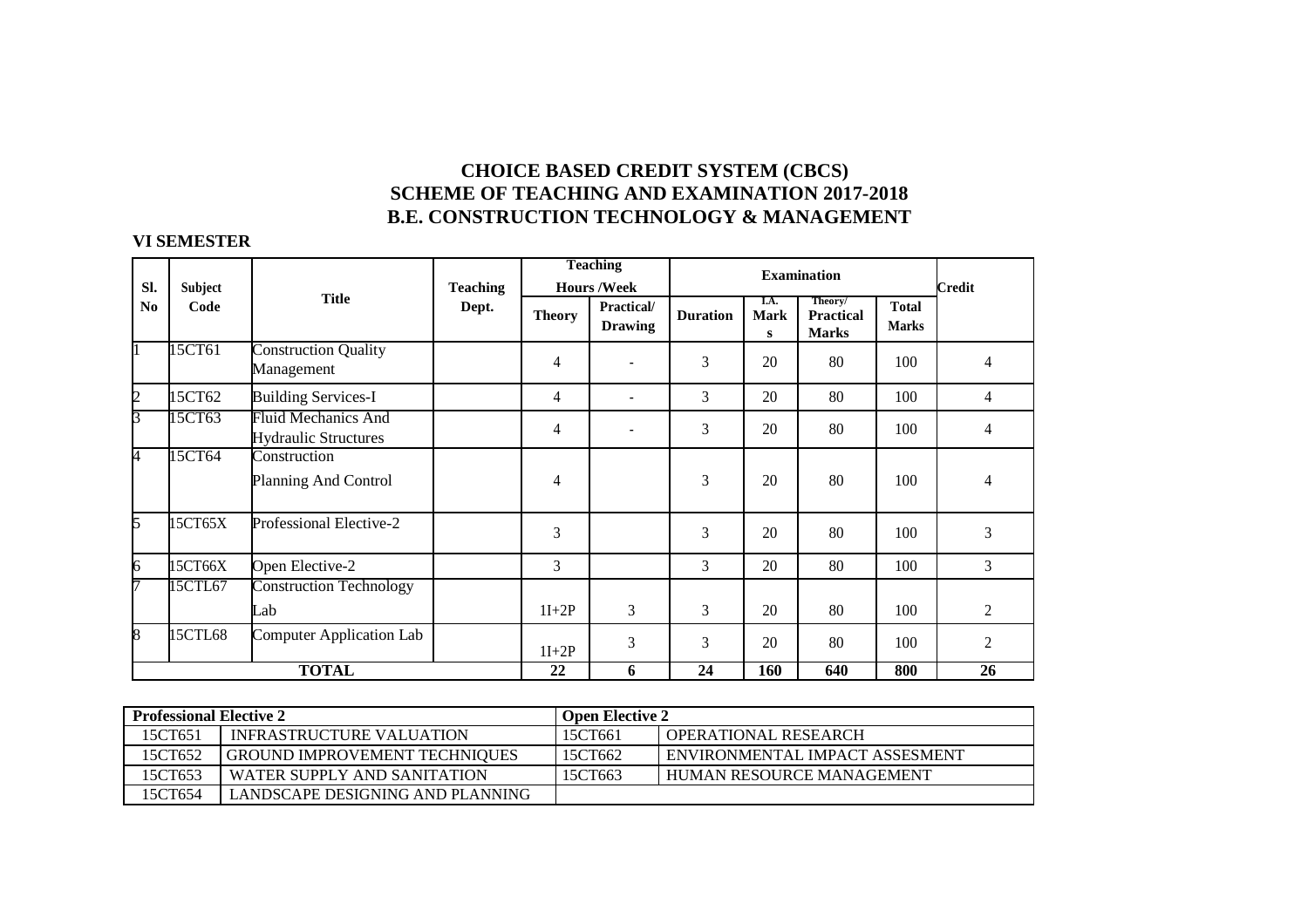# CHOICE BASED CREDIT SYSTEM (CBCS)
## SCHEME OF TEACHING AND EXAMINATION 2017-2018
## B.E. CONSTRUCTION TECHNOLOGY & MANAGEMENT

**VI SEMESTER**

| Sl. No | Subject Code | Title | Teaching Dept. | Teaching Hours /Week | | Examination | | | | Credit |
|---|---|---|---|---|---|---|---|---|---|---|
| | | | | Theory | Practical/ Drawing | Duration | I.A. Marks | Theory/ Practical Marks | Total Marks | |
| 1 | 15CT61 | Construction Quality Management | | 4 | - | 3 | 20 | 80 | 100 | 4 |
| 2 | 15CT62 | Building Services-I | | 4 | - | 3 | 20 | 80 | 100 | 4 |
| 3 | 15CT63 | Fluid Mechanics And Hydraulic Structures | | 4 | - | 3 | 20 | 80 | 100 | 4 |
| 4 | 15CT64 | Construction Planning And Control | | 4 | | 3 | 20 | 80 | 100 | 4 |
| 5 | 15CT65X | Professional Elective-2 | | 3 | | 3 | 20 | 80 | 100 | 3 |
| 6 | 15CT66X | Open Elective-2 | | 3 | | 3 | 20 | 80 | 100 | 3 |
| 7 | 15CTL67 | Construction Technology Lab | | 1I+2P | 3 | 3 | 20 | 80 | 100 | 2 |
| 8 | 15CTL68 | Computer Application Lab | | 1I+2P | 3 | 3 | 20 | 80 | 100 | 2 |
| **TOTAL** | | | | **22** | **6** | **24** | **160** | **640** | **800** | **26** |

| **Professional Elective 2** | | **Open Elective 2** | |
|---|---|---|---|
| 15CT651 | INFRASTRUCTURE VALUATION | 15CT661 | OPERATIONAL RESEARCH |
| 15CT652 | GROUND IMPROVEMENT TECHNIQUES | 15CT662 | ENVIRONMENTAL IMPACT ASSESMENT |
| 15CT653 | WATER SUPPLY AND SANITATION | 15CT663 | HUMAN RESOURCE MANAGEMENT |
| 15CT654 | LANDSCAPE DESIGNING AND PLANNING | | |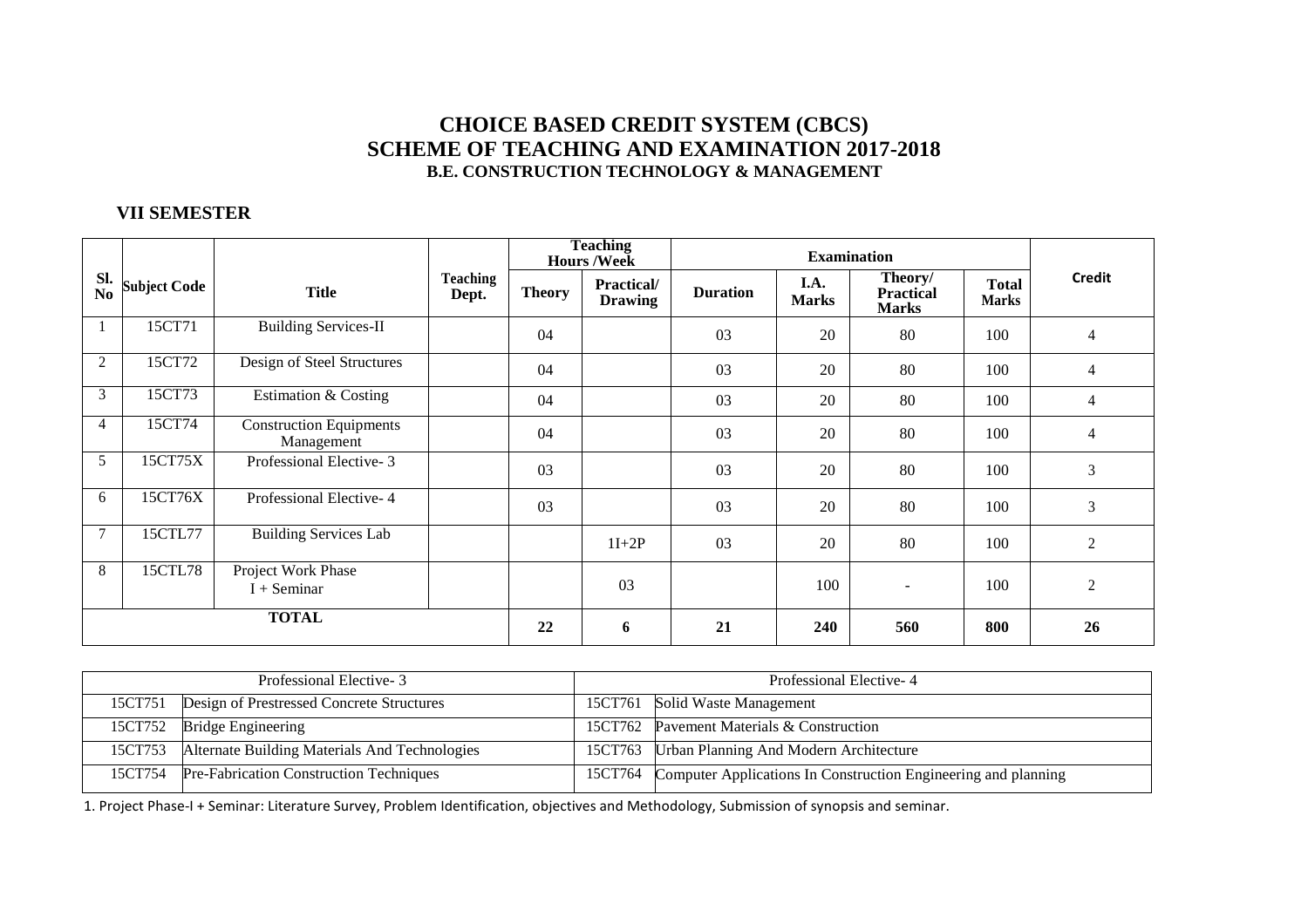# CHOICE BASED CREDIT SYSTEM (CBCS)
# SCHEME OF TEACHING AND EXAMINATION 2017-2018
### B.E. CONSTRUCTION TECHNOLOGY & MANAGEMENT

## VII SEMESTER

| Sl. No | Subject Code | Title | Teaching Dept. | Teaching Hours /Week | | Examination | | | | Credit |
|---|---|---|---|---|---|---|---|---|---|---|
| | | | | Theory | Practical/ Drawing | Duration | I.A. Marks | Theory/ Practical Marks | Total Marks | |
| 1 | 15CT71 | Building Services-II | | 04 | | 03 | 20 | 80 | 100 | 4 |
| 2 | 15CT72 | Design of Steel Structures | | 04 | | 03 | 20 | 80 | 100 | 4 |
| 3 | 15CT73 | Estimation & Costing | | 04 | | 03 | 20 | 80 | 100 | 4 |
| 4 | 15CT74 | Construction Equipments Management | | 04 | | 03 | 20 | 80 | 100 | 4 |
| 5 | 15CT75X | Professional Elective- 3 | | 03 | | 03 | 20 | 80 | 100 | 3 |
| 6 | 15CT76X | Professional Elective- 4 | | 03 | | 03 | 20 | 80 | 100 | 3 |
| 7 | 15CTL77 | Building Services Lab | | | 1I+2P | 03 | 20 | 80 | 100 | 2 |
| 8 | 15CTL78 | Project Work Phase I + Seminar | | | 03 | | 100 | - | 100 | 2 |
| **TOTAL** | | | | **22** | **6** | **21** | **240** | **560** | **800** | **26** |

| Professional Elective- 3 | | Professional Elective- 4 | |
|---|---|---|---|
| 15CT751 | Design of Prestressed Concrete Structures | 15CT761 | Solid Waste Management |
| 15CT752 | Bridge Engineering | 15CT762 | Pavement Materials & Construction |
| 15CT753 | Alternate Building Materials And Technologies | 15CT763 | Urban Planning And Modern Architecture |
| 15CT754 | Pre-Fabrication Construction Techniques | 15CT764 | Computer Applications In Construction Engineering and planning |

1. Project Phase-I + Seminar: Literature Survey, Problem Identification, objectives and Methodology, Submission of synopsis and seminar.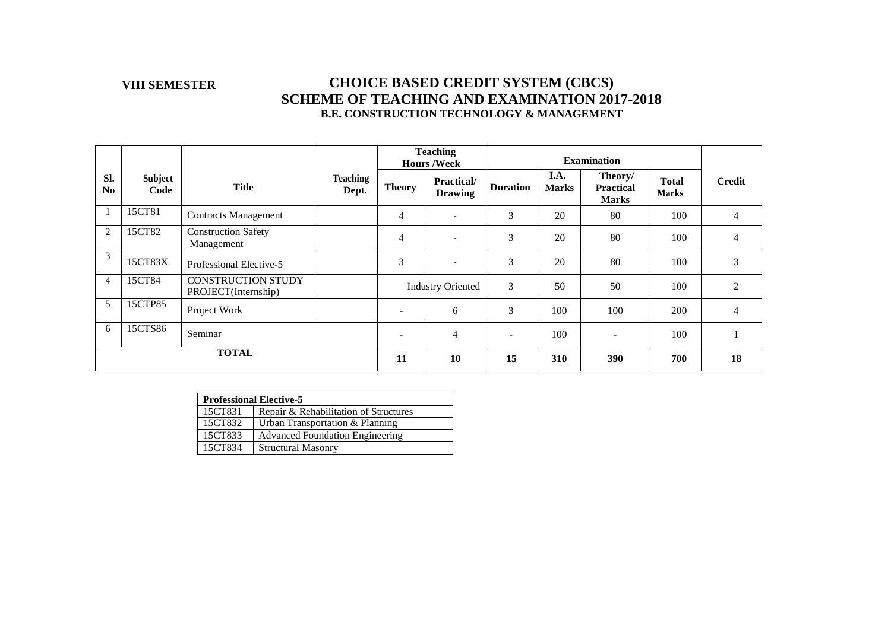**VIII SEMESTER**

# CHOICE BASED CREDIT SYSTEM (CBCS)
# SCHEME OF TEACHING AND EXAMINATION 2017-2018
### B.E. CONSTRUCTION TECHNOLOGY & MANAGEMENT

| Sl. No | Subject Code | Title | Teaching Dept. | Teaching Hours /Week | | Examination | | | | Credit |
|---|---|---|---|---|---|---|---|---|---|---|
| | | | | Theory | Practical/ Drawing | Duration | I.A. Marks | Theory/ Practical Marks | Total Marks | |
| 1 | 15CT81 | Contracts Management | | 4 | - | 3 | 20 | 80 | 100 | 4 |
| 2 | 15CT82 | Construction Safety Management | | 4 | - | 3 | 20 | 80 | 100 | 4 |
| 3 | 15CT83X | Professional Elective-5 | | 3 | - | 3 | 20 | 80 | 100 | 3 |
| 4 | 15CT84 | CONSTRUCTION STUDY PROJECT(Internship) | | Industry Oriented | | 3 | 50 | 50 | 100 | 2 |
| 5 | 15CTP85 | Project Work | | - | 6 | 3 | 100 | 100 | 200 | 4 |
| 6 | 15CTS86 | Seminar | | - | 4 | - | 100 | - | 100 | 1 |
| **TOTAL** | | | | **11** | **10** | **15** | **310** | **390** | **700** | **18** |

| **Professional Elective-5** | |
|---|---|
| 15CT831 | Repair & Rehabilitation of Structures |
| 15CT832 | Urban Transportation & Planning |
| 15CT833 | Advanced Foundation Engineering |
| 15CT834 | Structural Masonry |